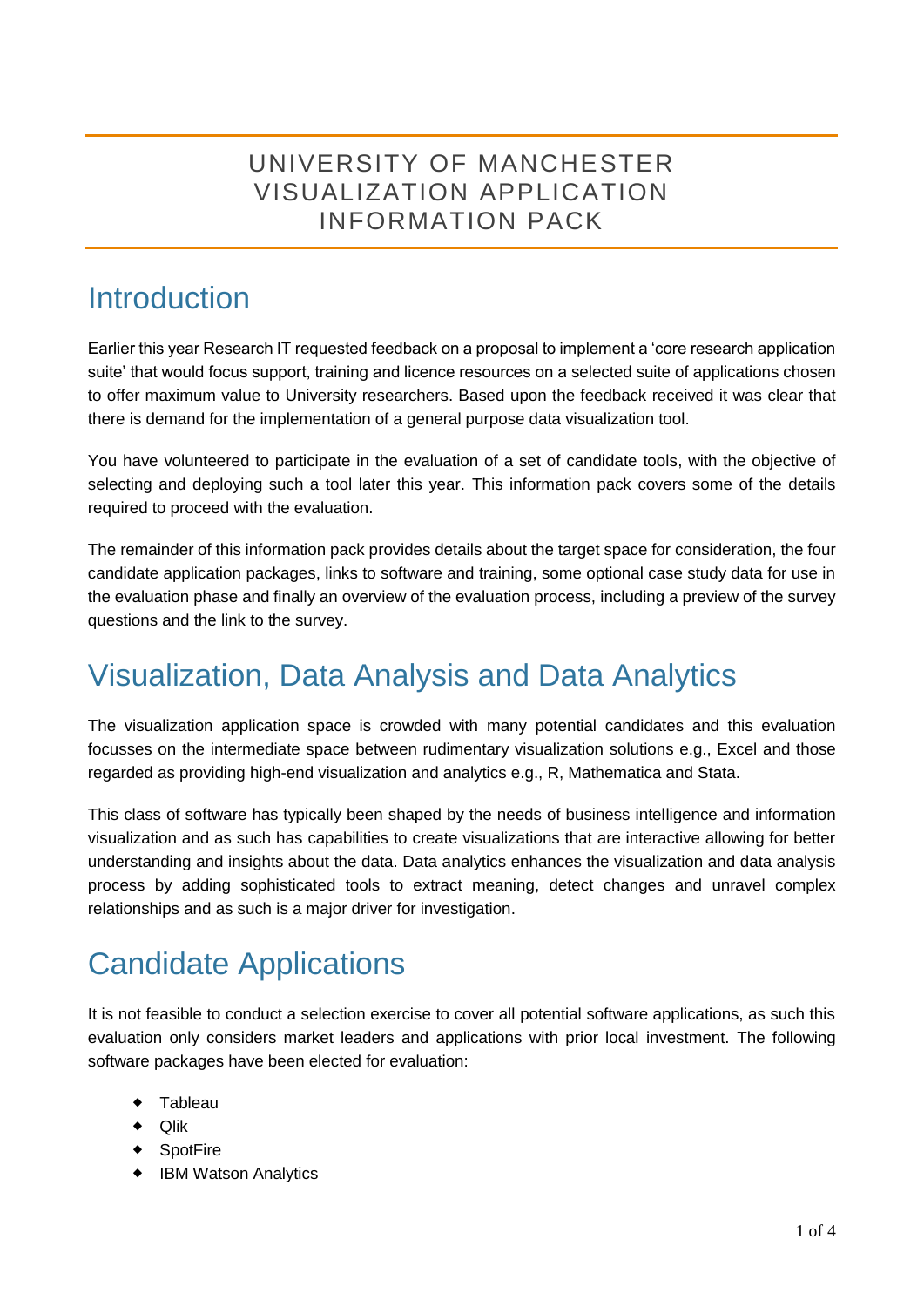# UNIVERSITY OF MANCHESTER VISUALIZATION APPLICATION INFORMATION PACK

## Introduction

Earlier this year Research IT requested feedback on a proposal to implement a 'core research application suite' that would focus support, training and licence resources on a selected suite of applications chosen to offer maximum value to University researchers. Based upon the feedback received it was clear that there is demand for the implementation of a general purpose data visualization tool.

You have volunteered to participate in the evaluation of a set of candidate tools, with the objective of selecting and deploying such a tool later this year. This information pack covers some of the details required to proceed with the evaluation.

The remainder of this information pack provides details about the target space for consideration, the four candidate application packages, links to software and training, some optional case study data for use in the evaluation phase and finally an overview of the evaluation process, including a preview of the survey questions and the link to the survey.

## Visualization, Data Analysis and Data Analytics

The visualization application space is crowded with many potential candidates and this evaluation focusses on the intermediate space between rudimentary visualization solutions e.g., Excel and those regarded as providing high-end visualization and analytics e.g., R, Mathematica and Stata.

This class of software has typically been shaped by the needs of business intelligence and information visualization and as such has capabilities to create visualizations that are interactive allowing for better understanding and insights about the data. Data analytics enhances the visualization and data analysis process by adding sophisticated tools to extract meaning, detect changes and unravel complex relationships and as such is a major driver for investigation.

## Candidate Applications

It is not feasible to conduct a selection exercise to cover all potential software applications, as such this evaluation only considers market leaders and applications with prior local investment. The following software packages have been elected for evaluation:

- Tableau
- Qlik
- SpotFire
- IBM Watson Analytics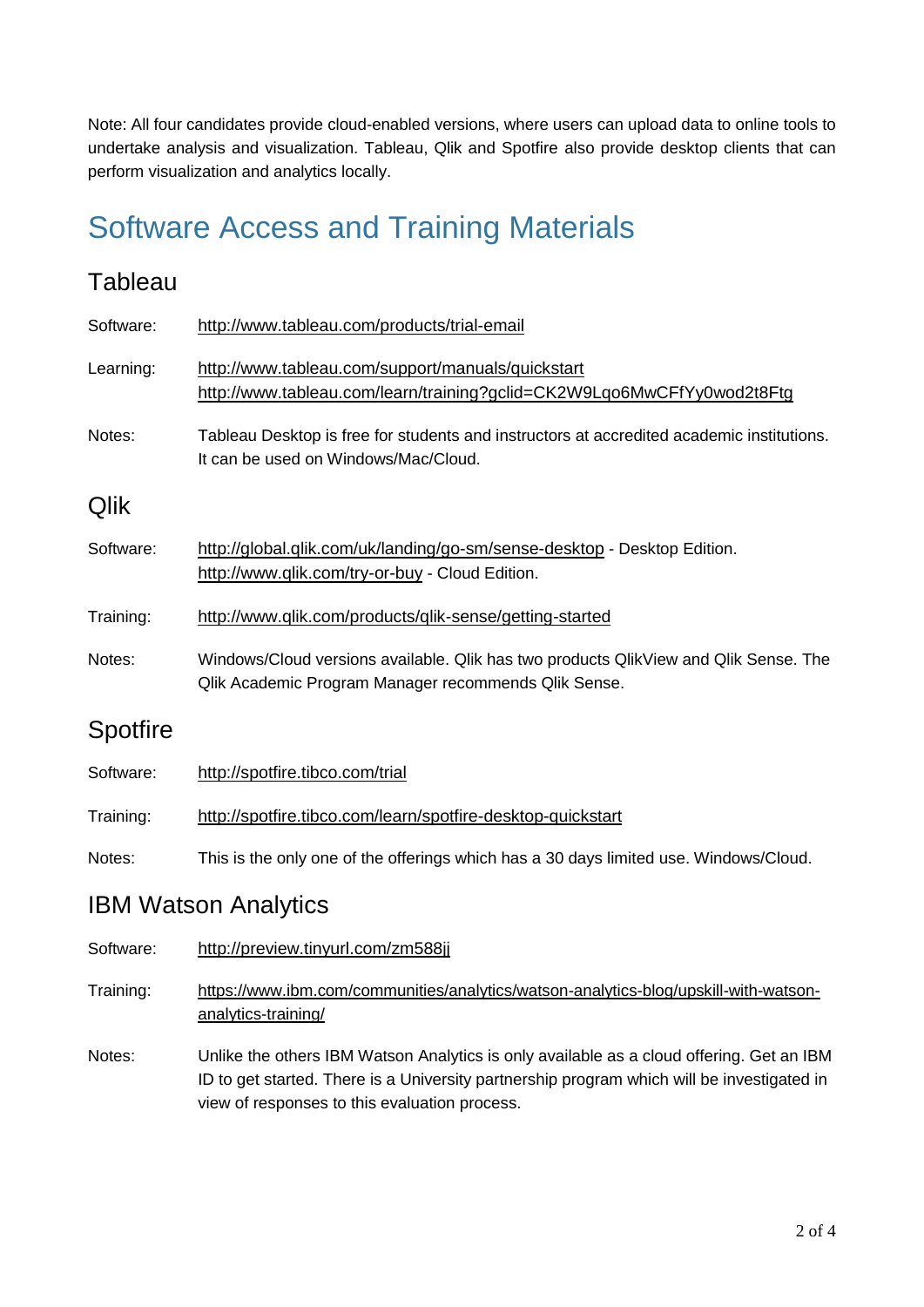Note: All four candidates provide cloud-enabled versions, where users can upload data to online tools to undertake analysis and visualization. Tableau, Qlik and Spotfire also provide desktop clients that can perform visualization and analytics locally.

# Software Access and Training Materials

## Tableau

Software: http://www.tableau.com/products/trial-email

Learning: http://www.tableau.com/support/manuals/quickstart
http://www.tableau.com/learn/training?gclid=CK2W9Lqo6MwCFfYy0wod2t8Ftg

Notes: Tableau Desktop is free for students and instructors at accredited academic institutions. It can be used on Windows/Mac/Cloud.

## Qlik

Software: http://global.qlik.com/uk/landing/go-sm/sense-desktop - Desktop Edition.
http://www.qlik.com/try-or-buy - Cloud Edition.

Training: http://www.qlik.com/products/qlik-sense/getting-started

Notes: Windows/Cloud versions available. Qlik has two products QlikView and Qlik Sense. The Qlik Academic Program Manager recommends Qlik Sense.

## Spotfire

Software: http://spotfire.tibco.com/trial

Training: http://spotfire.tibco.com/learn/spotfire-desktop-quickstart

Notes: This is the only one of the offerings which has a 30 days limited use. Windows/Cloud.

## IBM Watson Analytics

Software: http://preview.tinyurl.com/zm588jj

Training: https://www.ibm.com/communities/analytics/watson-analytics-blog/upskill-with-watson-analytics-training/

Notes: Unlike the others IBM Watson Analytics is only available as a cloud offering. Get an IBM ID to get started. There is a University partnership program which will be investigated in view of responses to this evaluation process.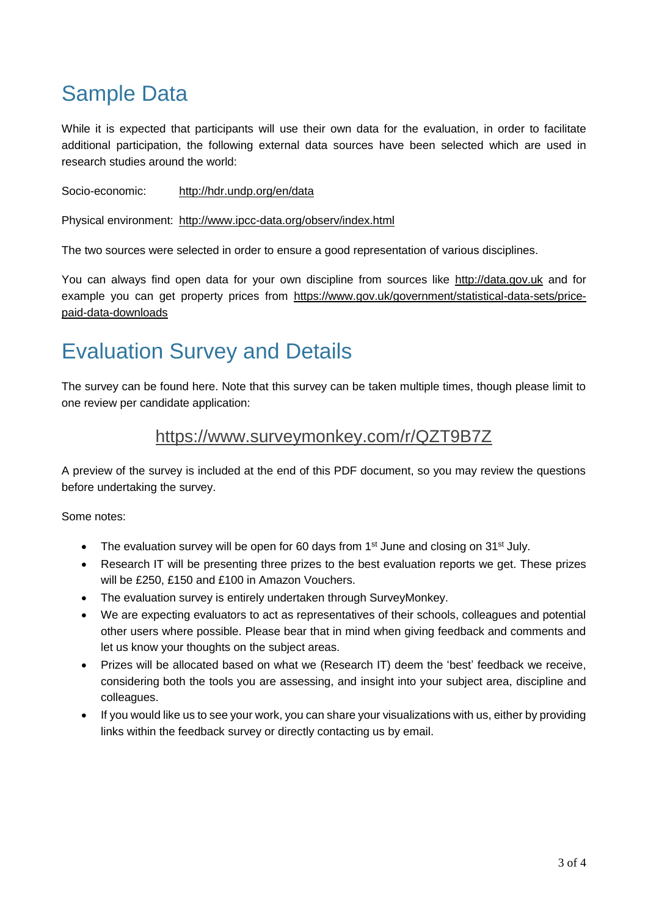## Sample Data

While it is expected that participants will use their own data for the evaluation, in order to facilitate additional participation, the following external data sources have been selected which are used in research studies around the world:

Socio-economic: http://hdr.undp.org/en/data

Physical environment: http://www.ipcc-data.org/observ/index.html

The two sources were selected in order to ensure a good representation of various disciplines.

You can always find open data for your own discipline from sources like http://data.gov.uk and for example you can get property prices from https://www.gov.uk/government/statistical-data-sets/price-paid-data-downloads

## Evaluation Survey and Details

The survey can be found here. Note that this survey can be taken multiple times, though please limit to one review per candidate application:

https://www.surveymonkey.com/r/QZT9B7Z

A preview of the survey is included at the end of this PDF document, so you may review the questions before undertaking the survey.

Some notes:

- The evaluation survey will be open for 60 days from 1st June and closing on 31st July.
- Research IT will be presenting three prizes to the best evaluation reports we get. These prizes will be £250, £150 and £100 in Amazon Vouchers.
- The evaluation survey is entirely undertaken through SurveyMonkey.
- We are expecting evaluators to act as representatives of their schools, colleagues and potential other users where possible. Please bear that in mind when giving feedback and comments and let us know your thoughts on the subject areas.
- Prizes will be allocated based on what we (Research IT) deem the 'best' feedback we receive, considering both the tools you are assessing, and insight into your subject area, discipline and colleagues.
- If you would like us to see your work, you can share your visualizations with us, either by providing links within the feedback survey or directly contacting us by email.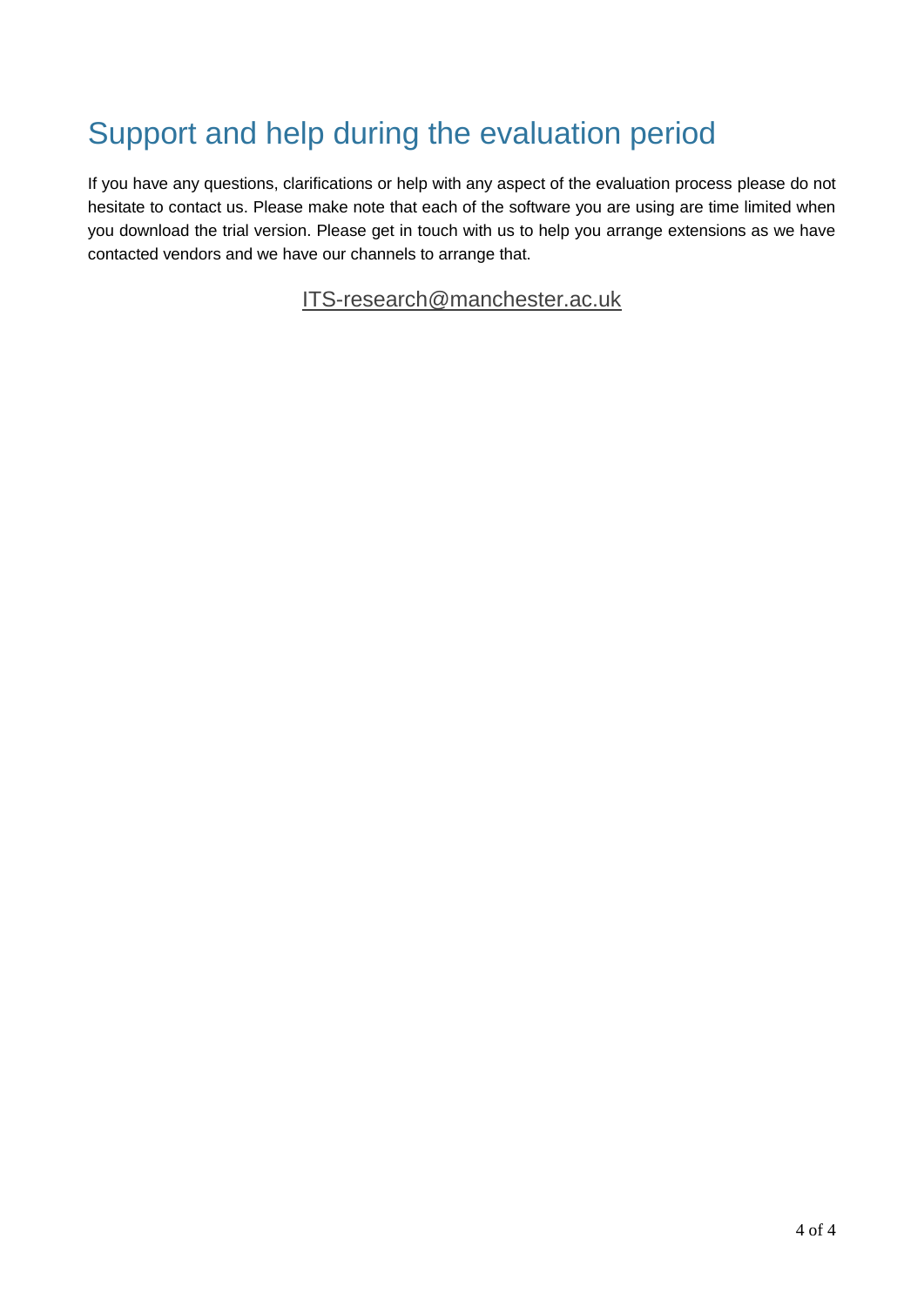## Support and help during the evaluation period

If you have any questions, clarifications or help with any aspect of the evaluation process please do not hesitate to contact us. Please make note that each of the software you are using are time limited when you download the trial version. Please get in touch with us to help you arrange extensions as we have contacted vendors and we have our channels to arrange that.

ITS-research@manchester.ac.uk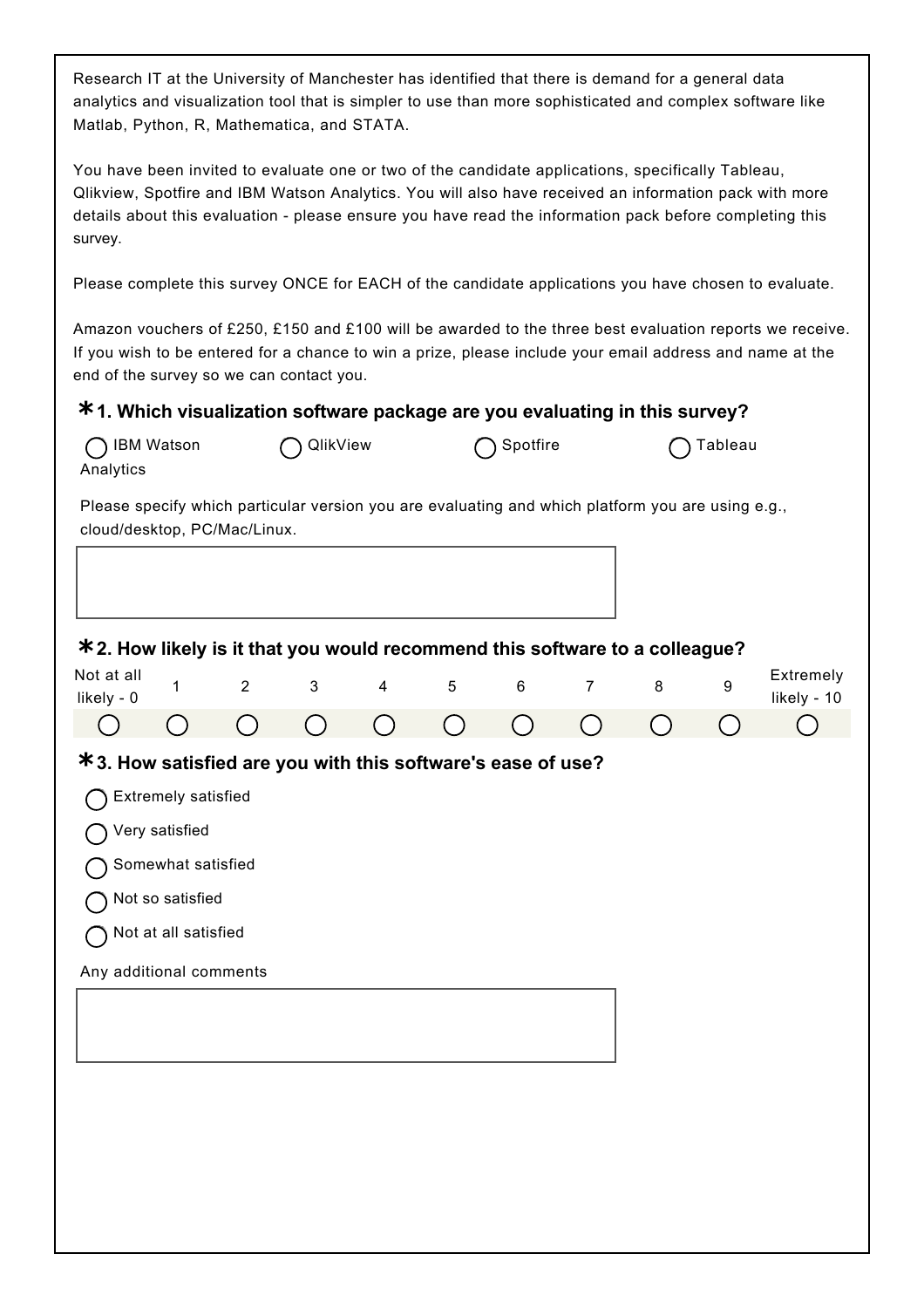Research IT at the University of Manchester has identified that there is demand for a general data analytics and visualization tool that is simpler to use than more sophisticated and complex software like Matlab, Python, R, Mathematica, and STATA.

You have been invited to evaluate one or two of the candidate applications, specifically Tableau, Qlikview, Spotfire and IBM Watson Analytics. You will also have received an information pack with more details about this evaluation - please ensure you have read the information pack before completing this survey.

Please complete this survey ONCE for EACH of the candidate applications you have chosen to evaluate.

Amazon vouchers of £250, £150 and £100 will be awarded to the three best evaluation reports we receive. If you wish to be entered for a chance to win a prize, please include your email address and name at the end of the survey so we can contact you.

### * 1. Which visualization software package are you evaluating in this survey?

- ◯ IBM Watson Analytics
- ◯ QlikView
- ◯ Spotfire
- ◯ Tableau

Please specify which particular version you are evaluating and which platform you are using e.g., cloud/desktop, PC/Mac/Linux.

[ ]

### * 2. How likely is it that you would recommend this software to a colleague?

| Not at all likely - 0 | 1 | 2 | 3 | 4 | 5 | 6 | 7 | 8 | 9 | Extremely likely - 10 |
|---|---|---|---|---|---|---|---|---|---|---|
| ◯ | ◯ | ◯ | ◯ | ◯ | ◯ | ◯ | ◯ | ◯ | ◯ | ◯ |

### * 3. How satisfied are you with this software's ease of use?

- ◯ Extremely satisfied
- ◯ Very satisfied
- ◯ Somewhat satisfied
- ◯ Not so satisfied
- ◯ Not at all satisfied

Any additional comments

[ ]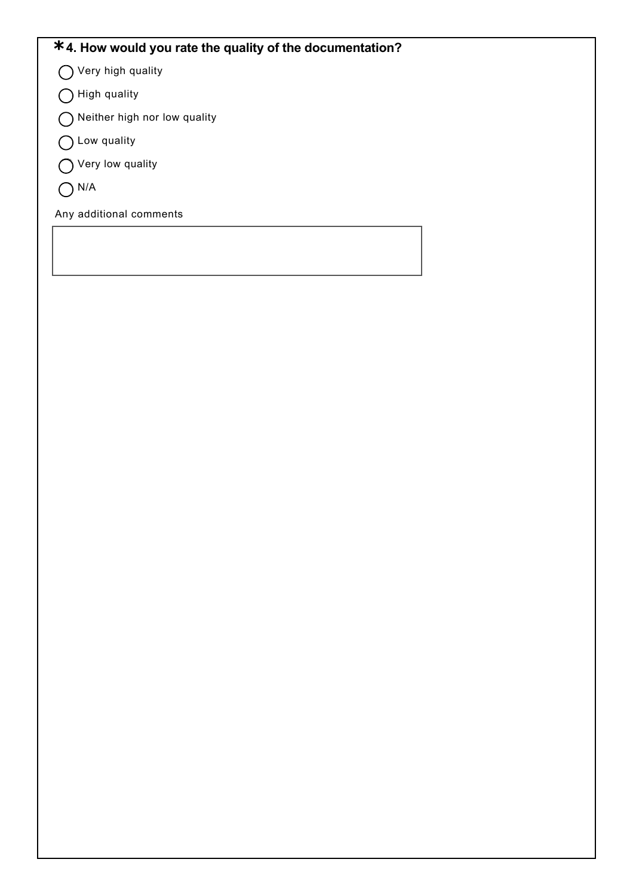**\* 4. How would you rate the quality of the documentation?**

- ◯ Very high quality
- ◯ High quality
- ◯ Neither high nor low quality
- ◯ Low quality
- ◯ Very low quality
- ◯ N/A

Any additional comments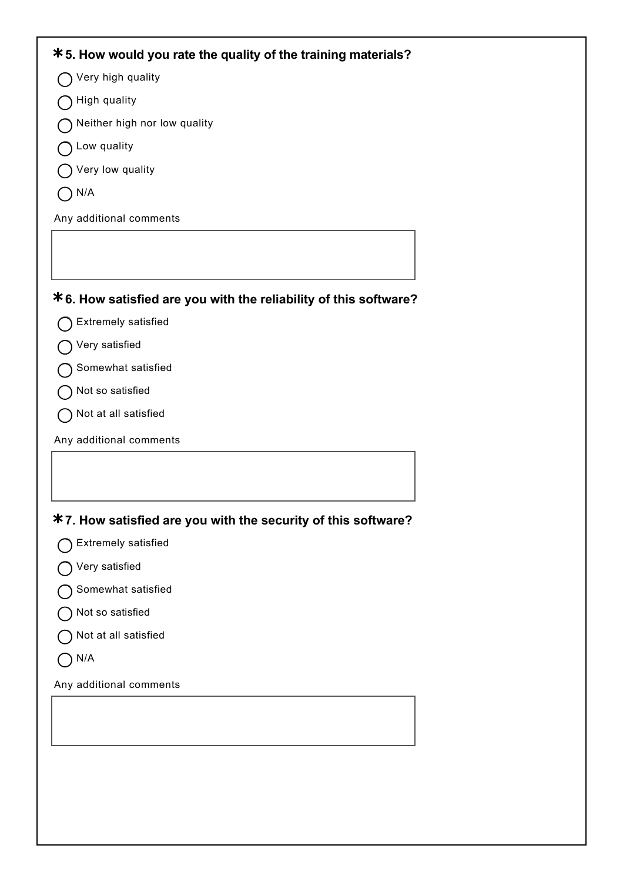**\* 5. How would you rate the quality of the training materials?**

- ◯ Very high quality
- ◯ High quality
- ◯ Neither high nor low quality
- ◯ Low quality
- ◯ Very low quality
- ◯ N/A

Any additional comments

**\* 6. How satisfied are you with the reliability of this software?**

- ◯ Extremely satisfied
- ◯ Very satisfied
- ◯ Somewhat satisfied
- ◯ Not so satisfied
- ◯ Not at all satisfied

Any additional comments

**\* 7. How satisfied are you with the security of this software?**

- ◯ Extremely satisfied
- ◯ Very satisfied
- ◯ Somewhat satisfied
- ◯ Not so satisfied
- ◯ Not at all satisfied
- ◯ N/A

Any additional comments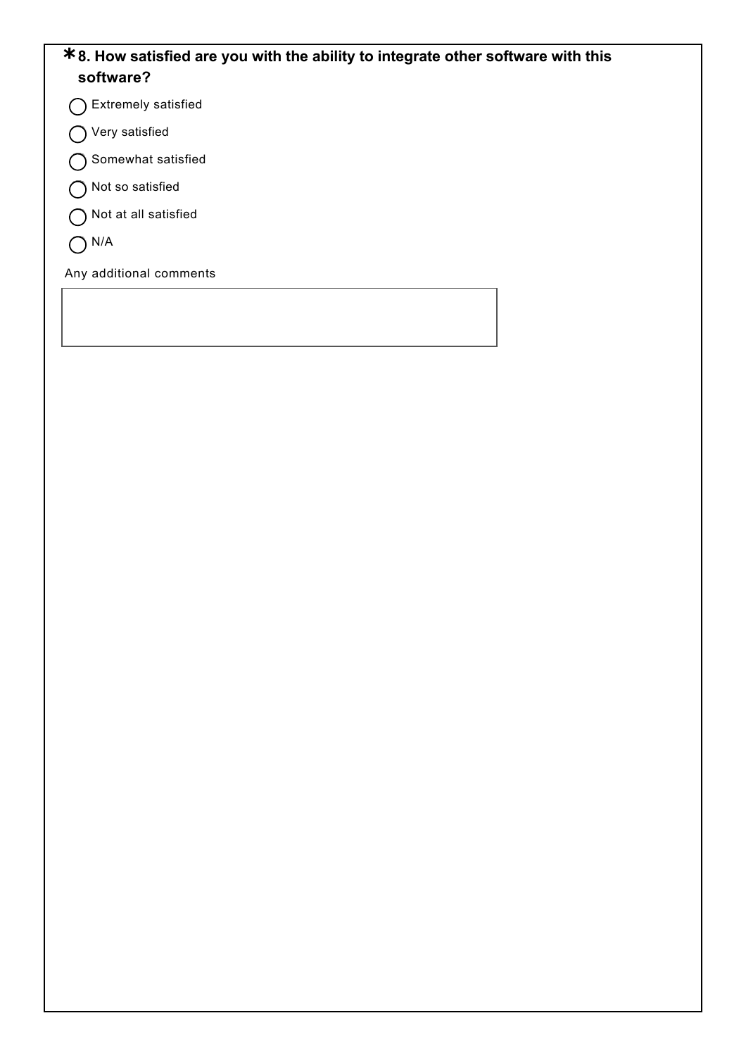**\*8. How satisfied are you with the ability to integrate other software with this software?**

- ◯ Extremely satisfied
- ◯ Very satisfied
- ◯ Somewhat satisfied
- ◯ Not so satisfied
- ◯ Not at all satisfied
- ◯ N/A

Any additional comments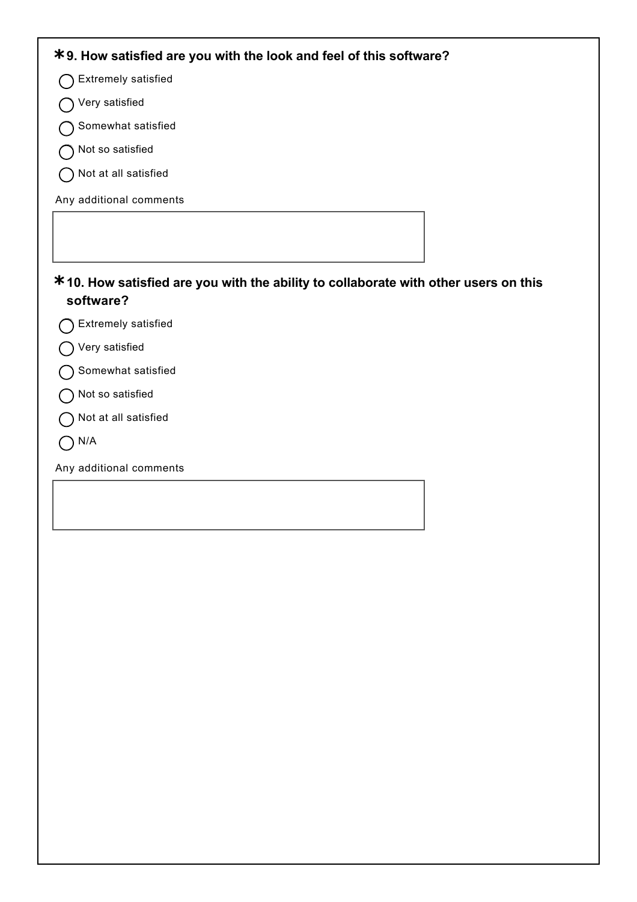**\* 9. How satisfied are you with the look and feel of this software?**

- ◯ Extremely satisfied
- ◯ Very satisfied
- ◯ Somewhat satisfied
- ◯ Not so satisfied
- ◯ Not at all satisfied

Any additional comments

**\* 10. How satisfied are you with the ability to collaborate with other users on this software?**

- ◯ Extremely satisfied
- ◯ Very satisfied
- ◯ Somewhat satisfied
- ◯ Not so satisfied
- ◯ Not at all satisfied
- ◯ N/A

Any additional comments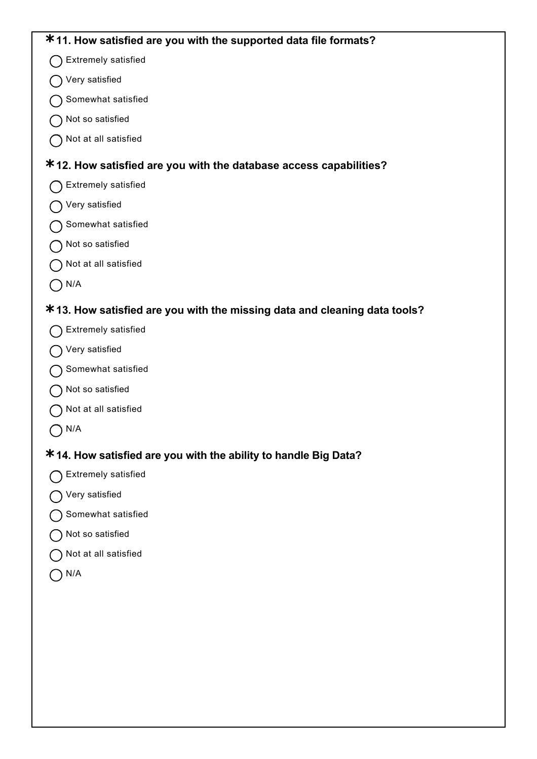**\* 11. How satisfied are you with the supported data file formats?**

- ◯ Extremely satisfied
- ◯ Very satisfied
- ◯ Somewhat satisfied
- ◯ Not so satisfied
- ◯ Not at all satisfied

**\* 12. How satisfied are you with the database access capabilities?**

- ◯ Extremely satisfied
- ◯ Very satisfied
- ◯ Somewhat satisfied
- ◯ Not so satisfied
- ◯ Not at all satisfied
- ◯ N/A

**\* 13. How satisfied are you with the missing data and cleaning data tools?**

- ◯ Extremely satisfied
- ◯ Very satisfied
- ◯ Somewhat satisfied
- ◯ Not so satisfied
- ◯ Not at all satisfied
- ◯ N/A

**\* 14. How satisfied are you with the ability to handle Big Data?**

- ◯ Extremely satisfied
- ◯ Very satisfied
- ◯ Somewhat satisfied
- ◯ Not so satisfied
- ◯ Not at all satisfied
- ◯ N/A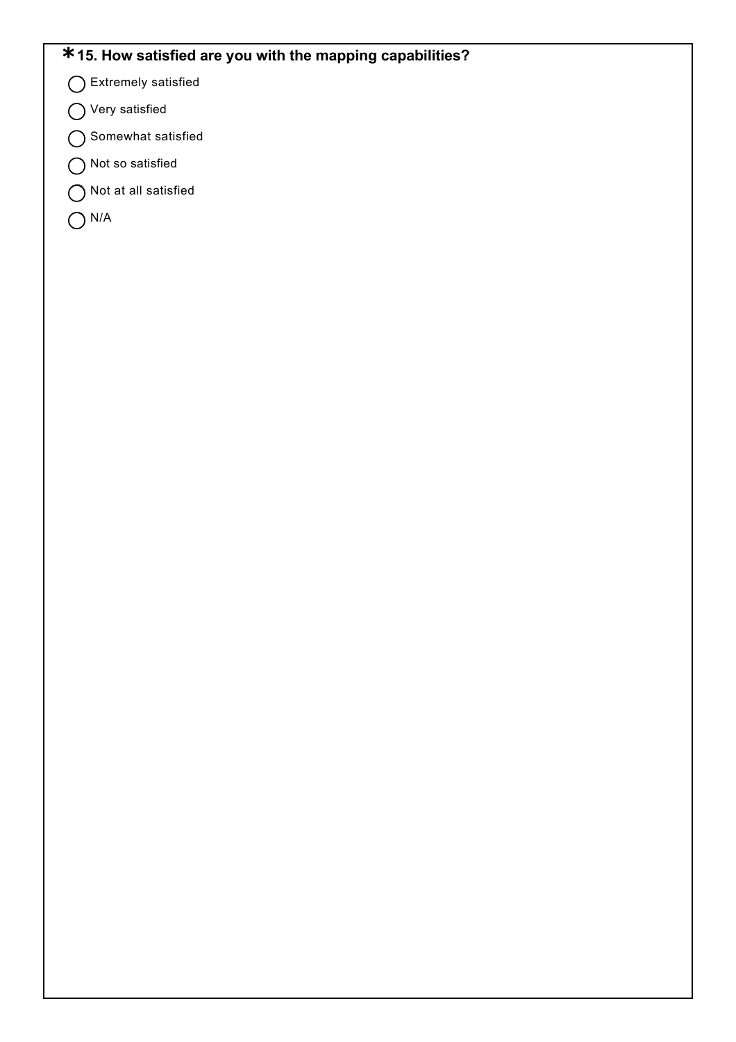**\* 15. How satisfied are you with the mapping capabilities?**

- ◯ Extremely satisfied
- ◯ Very satisfied
- ◯ Somewhat satisfied
- ◯ Not so satisfied
- ◯ Not at all satisfied
- ◯ N/A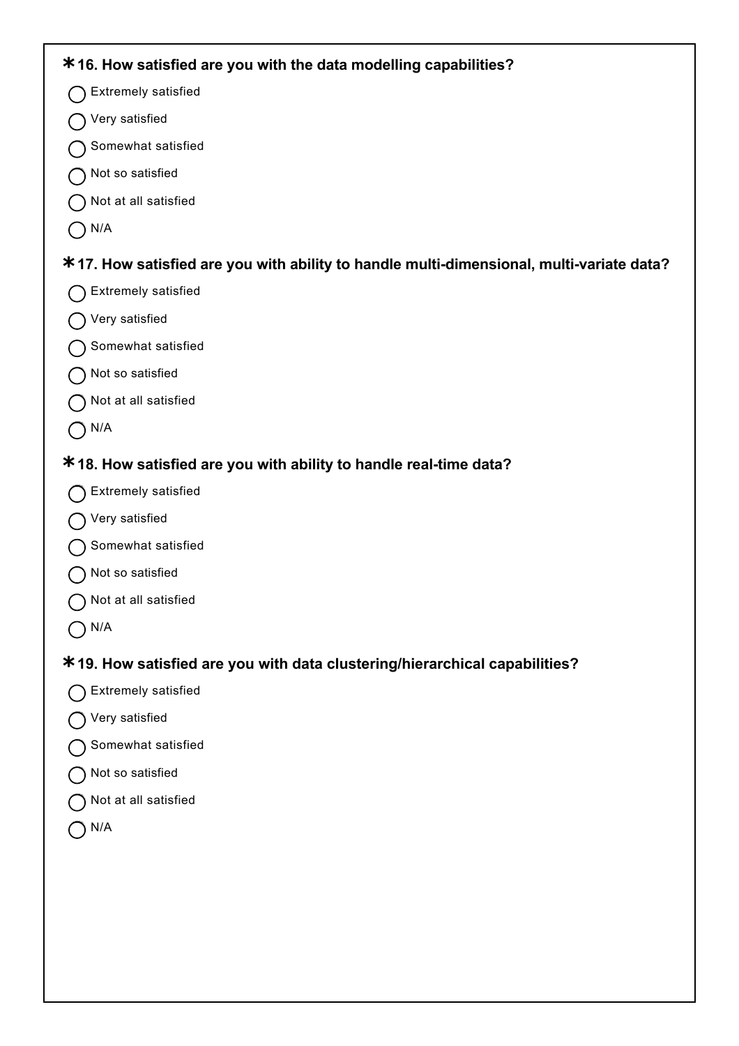**\* 16. How satisfied are you with the data modelling capabilities?**

- ◯ Extremely satisfied
- ◯ Very satisfied
- ◯ Somewhat satisfied
- ◯ Not so satisfied
- ◯ Not at all satisfied
- ◯ N/A

**\* 17. How satisfied are you with ability to handle multi-dimensional, multi-variate data?**

- ◯ Extremely satisfied
- ◯ Very satisfied
- ◯ Somewhat satisfied
- ◯ Not so satisfied
- ◯ Not at all satisfied
- ◯ N/A

**\* 18. How satisfied are you with ability to handle real-time data?**

- ◯ Extremely satisfied
- ◯ Very satisfied
- ◯ Somewhat satisfied
- ◯ Not so satisfied
- ◯ Not at all satisfied
- ◯ N/A

**\* 19. How satisfied are you with data clustering/hierarchical capabilities?**

- ◯ Extremely satisfied
- ◯ Very satisfied
- ◯ Somewhat satisfied
- ◯ Not so satisfied
- ◯ Not at all satisfied
- ◯ N/A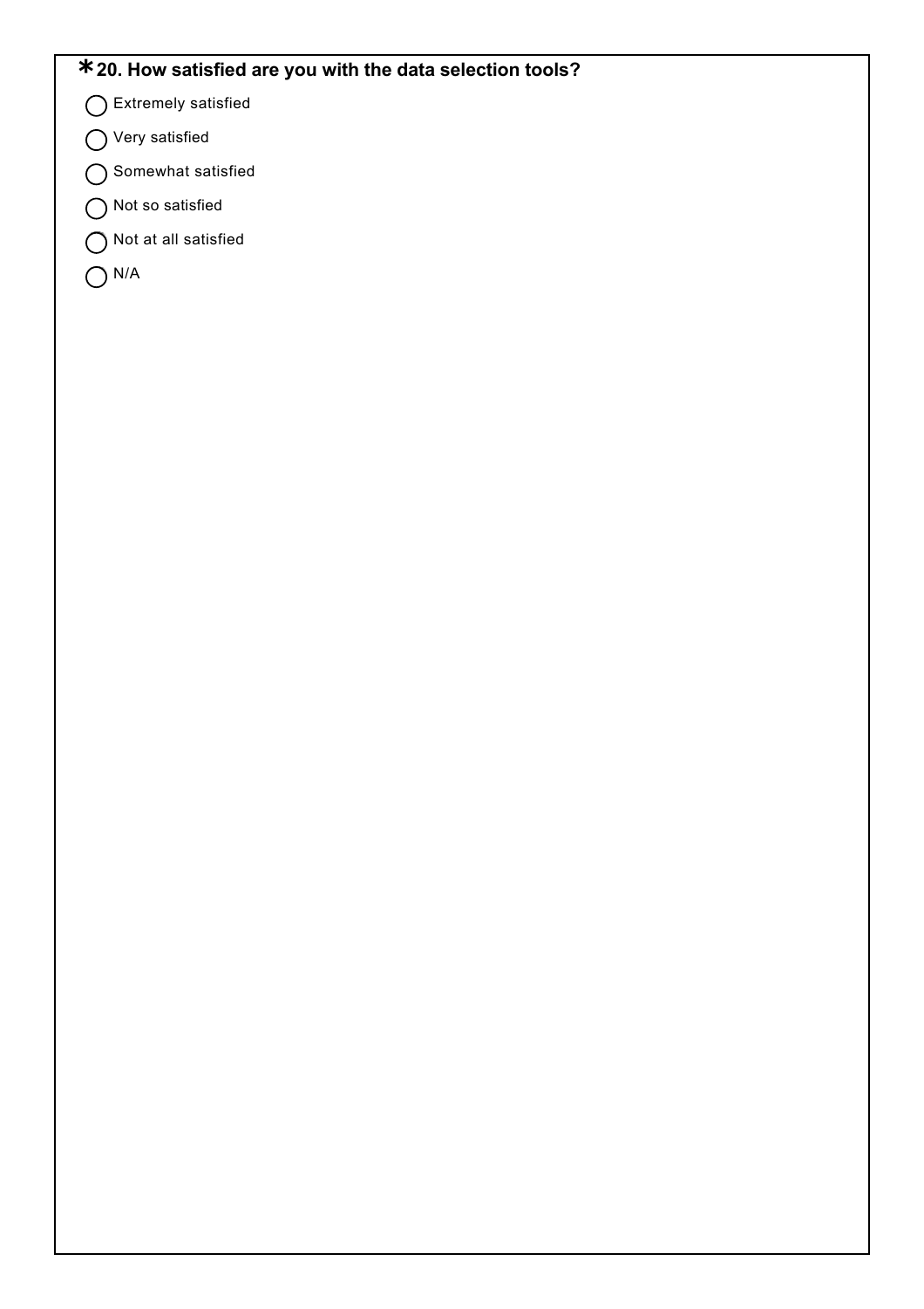**\*20. How satisfied are you with the data selection tools?**

- ◯ Extremely satisfied
- ◯ Very satisfied
- ◯ Somewhat satisfied
- ◯ Not so satisfied
- ◯ Not at all satisfied
- ◯ N/A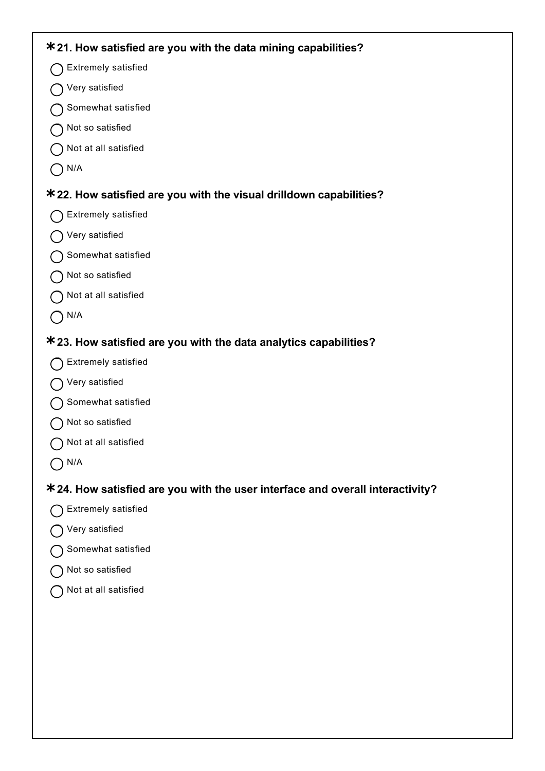**\* 21. How satisfied are you with the data mining capabilities?**

- ◯ Extremely satisfied
- ◯ Very satisfied
- ◯ Somewhat satisfied
- ◯ Not so satisfied
- ◯ Not at all satisfied
- ◯ N/A

**\* 22. How satisfied are you with the visual drilldown capabilities?**

- ◯ Extremely satisfied
- ◯ Very satisfied
- ◯ Somewhat satisfied
- ◯ Not so satisfied
- ◯ Not at all satisfied
- ◯ N/A

**\* 23. How satisfied are you with the data analytics capabilities?**

- ◯ Extremely satisfied
- ◯ Very satisfied
- ◯ Somewhat satisfied
- ◯ Not so satisfied
- ◯ Not at all satisfied
- ◯ N/A

**\* 24. How satisfied are you with the user interface and overall interactivity?**

- ◯ Extremely satisfied
- ◯ Very satisfied
- ◯ Somewhat satisfied
- ◯ Not so satisfied
- ◯ Not at all satisfied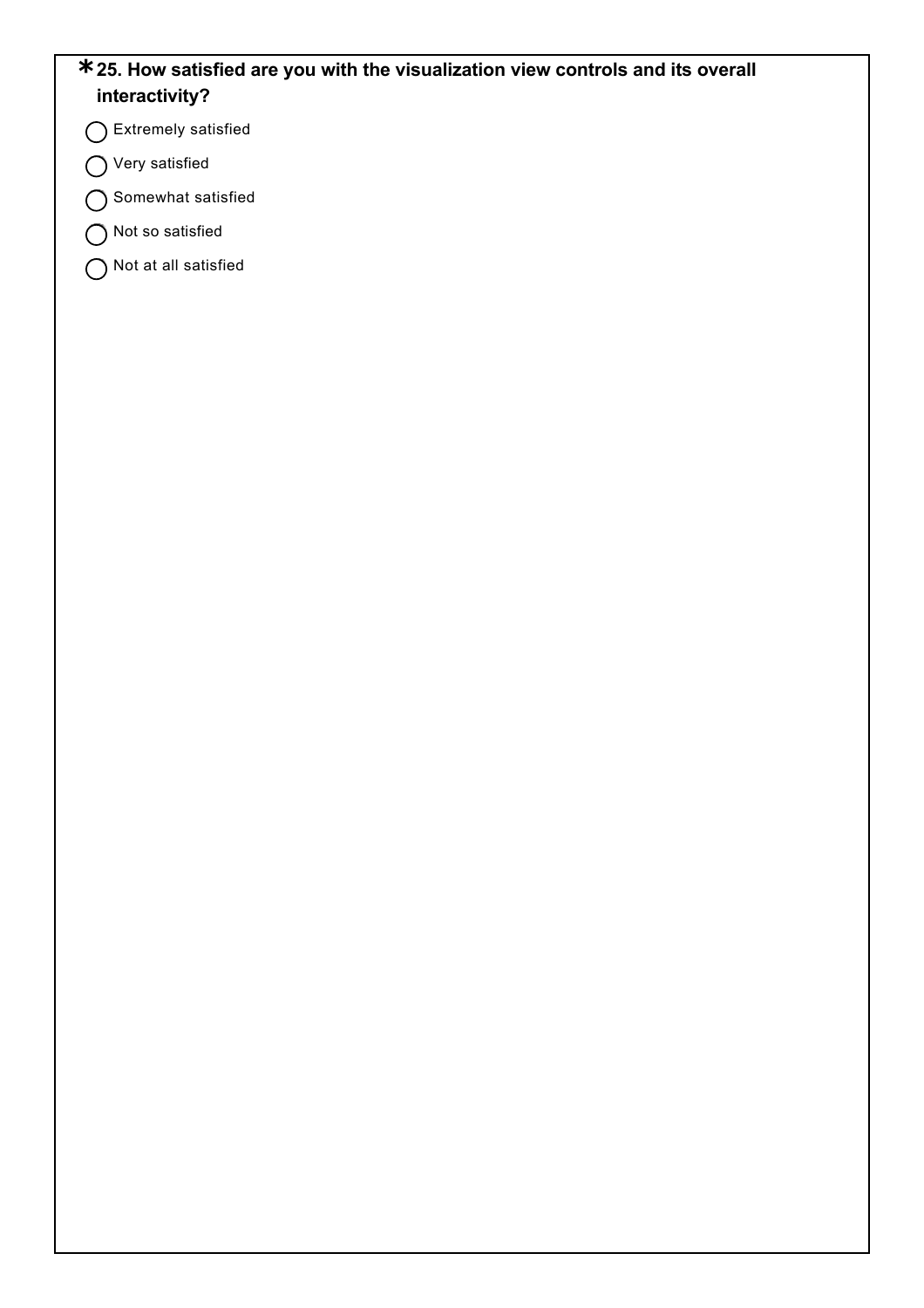**\* 25. How satisfied are you with the visualization view controls and its overall interactivity?**

- ◯ Extremely satisfied
- ◯ Very satisfied
- ◯ Somewhat satisfied
- ◯ Not so satisfied
- ◯ Not at all satisfied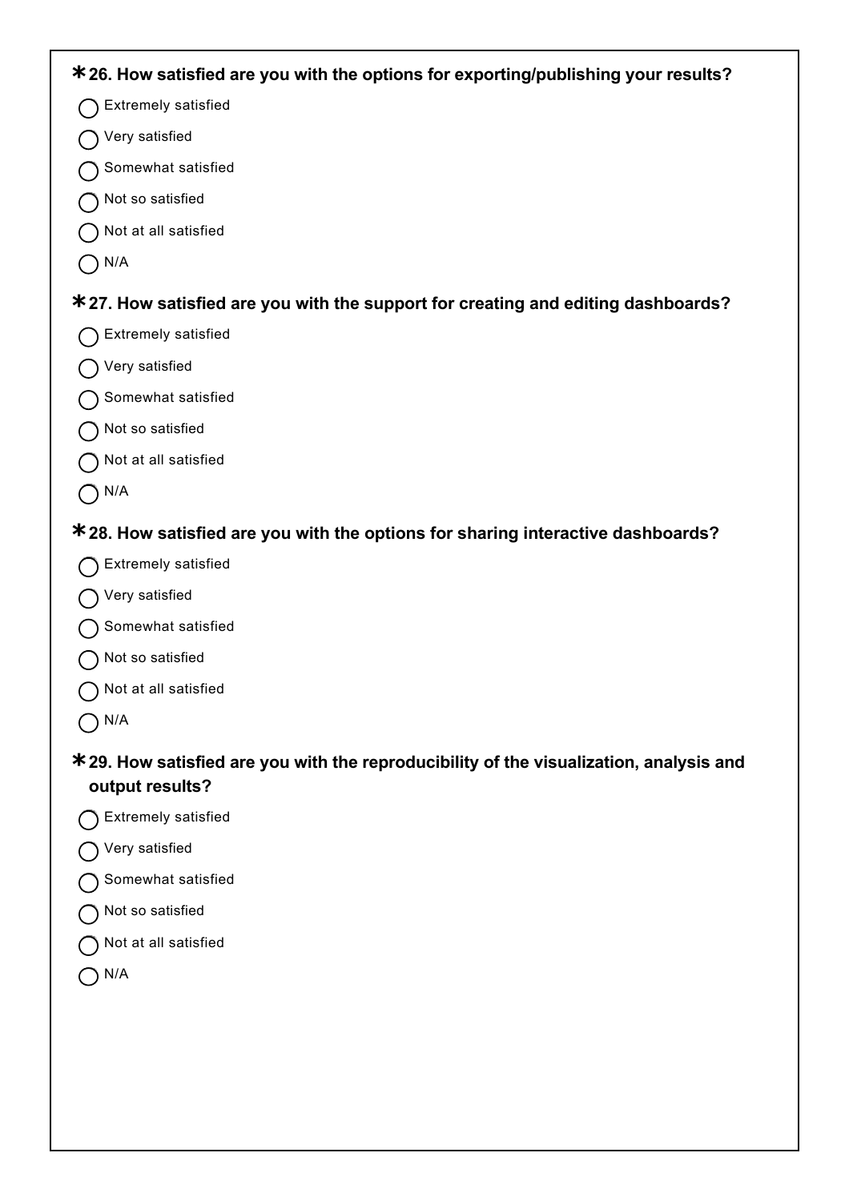**\* 26. How satisfied are you with the options for exporting/publishing your results?**

- ◯ Extremely satisfied
- ◯ Very satisfied
- ◯ Somewhat satisfied
- ◯ Not so satisfied
- ◯ Not at all satisfied
- ◯ N/A

**\* 27. How satisfied are you with the support for creating and editing dashboards?**

- ◯ Extremely satisfied
- ◯ Very satisfied
- ◯ Somewhat satisfied
- ◯ Not so satisfied
- ◯ Not at all satisfied
- ◯ N/A

**\* 28. How satisfied are you with the options for sharing interactive dashboards?**

- ◯ Extremely satisfied
- ◯ Very satisfied
- ◯ Somewhat satisfied
- ◯ Not so satisfied
- ◯ Not at all satisfied
- ◯ N/A

**\* 29. How satisfied are you with the reproducibility of the visualization, analysis and output results?**

- ◯ Extremely satisfied
- ◯ Very satisfied
- ◯ Somewhat satisfied
- ◯ Not so satisfied
- ◯ Not at all satisfied
- ◯ N/A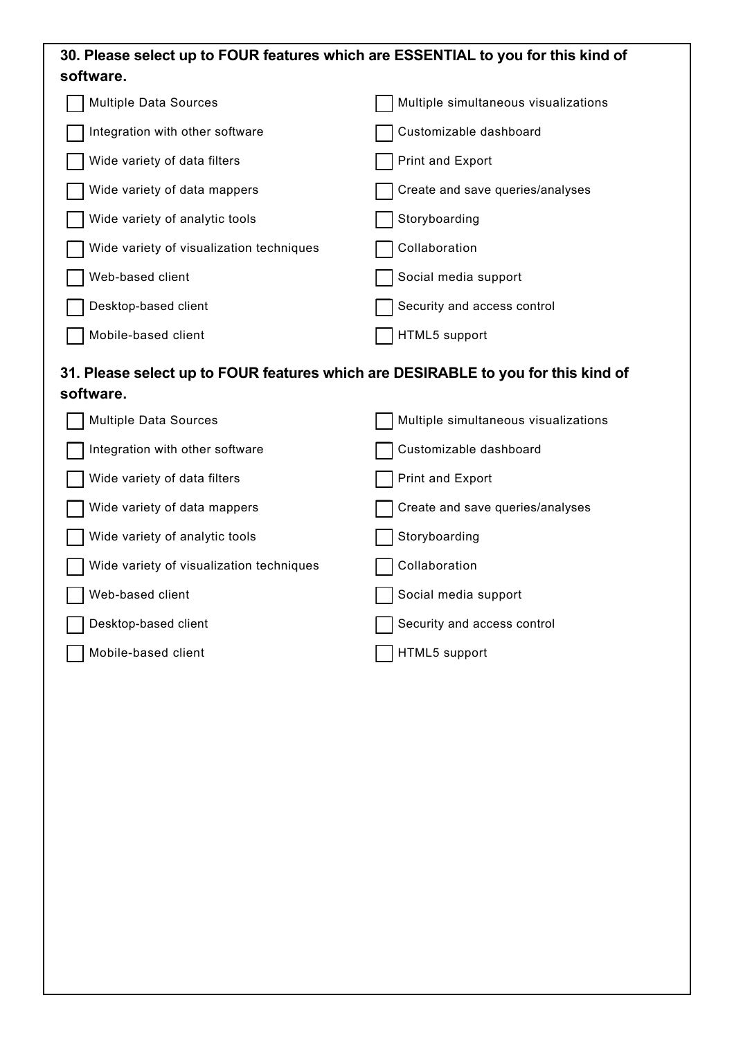**30. Please select up to FOUR features which are ESSENTIAL to you for this kind of software.**

- [ ] Multiple Data Sources
- [ ] Integration with other software
- [ ] Wide variety of data filters
- [ ] Wide variety of data mappers
- [ ] Wide variety of analytic tools
- [ ] Wide variety of visualization techniques
- [ ] Web-based client
- [ ] Desktop-based client
- [ ] Mobile-based client
- [ ] Multiple simultaneous visualizations
- [ ] Customizable dashboard
- [ ] Print and Export
- [ ] Create and save queries/analyses
- [ ] Storyboarding
- [ ] Collaboration
- [ ] Social media support
- [ ] Security and access control
- [ ] HTML5 support

**31. Please select up to FOUR features which are DESIRABLE to you for this kind of software.**

- [ ] Multiple Data Sources
- [ ] Integration with other software
- [ ] Wide variety of data filters
- [ ] Wide variety of data mappers
- [ ] Wide variety of analytic tools
- [ ] Wide variety of visualization techniques
- [ ] Web-based client
- [ ] Desktop-based client
- [ ] Mobile-based client
- [ ] Multiple simultaneous visualizations
- [ ] Customizable dashboard
- [ ] Print and Export
- [ ] Create and save queries/analyses
- [ ] Storyboarding
- [ ] Collaboration
- [ ] Social media support
- [ ] Security and access control
- [ ] HTML5 support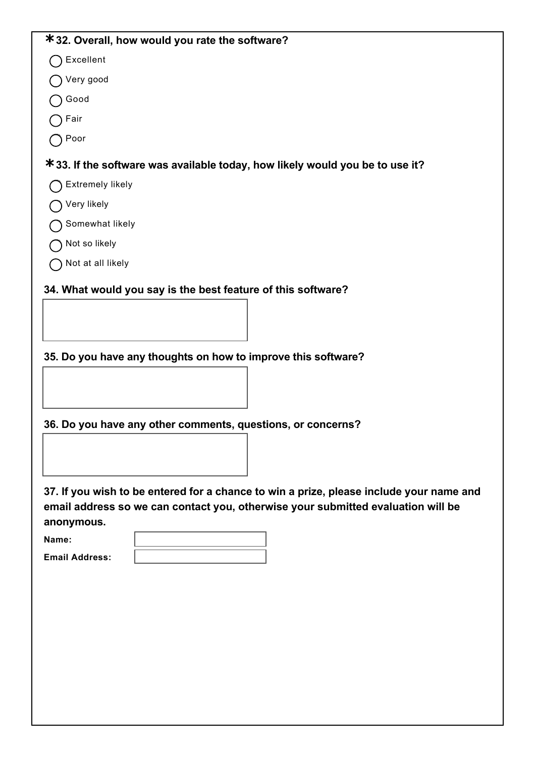**\* 32. Overall, how would you rate the software?**

- ◯ Excellent
- ◯ Very good
- ◯ Good
- ◯ Fair
- ◯ Poor

**\* 33. If the software was available today, how likely would you be to use it?**

- ◯ Extremely likely
- ◯ Very likely
- ◯ Somewhat likely
- ◯ Not so likely
- ◯ Not at all likely

**34. What would you say is the best feature of this software?**

**35. Do you have any thoughts on how to improve this software?**

**36. Do you have any other comments, questions, or concerns?**

**37. If you wish to be entered for a chance to win a prize, please include your name and email address so we can contact you, otherwise your submitted evaluation will be anonymous.**

**Name:**

**Email Address:**